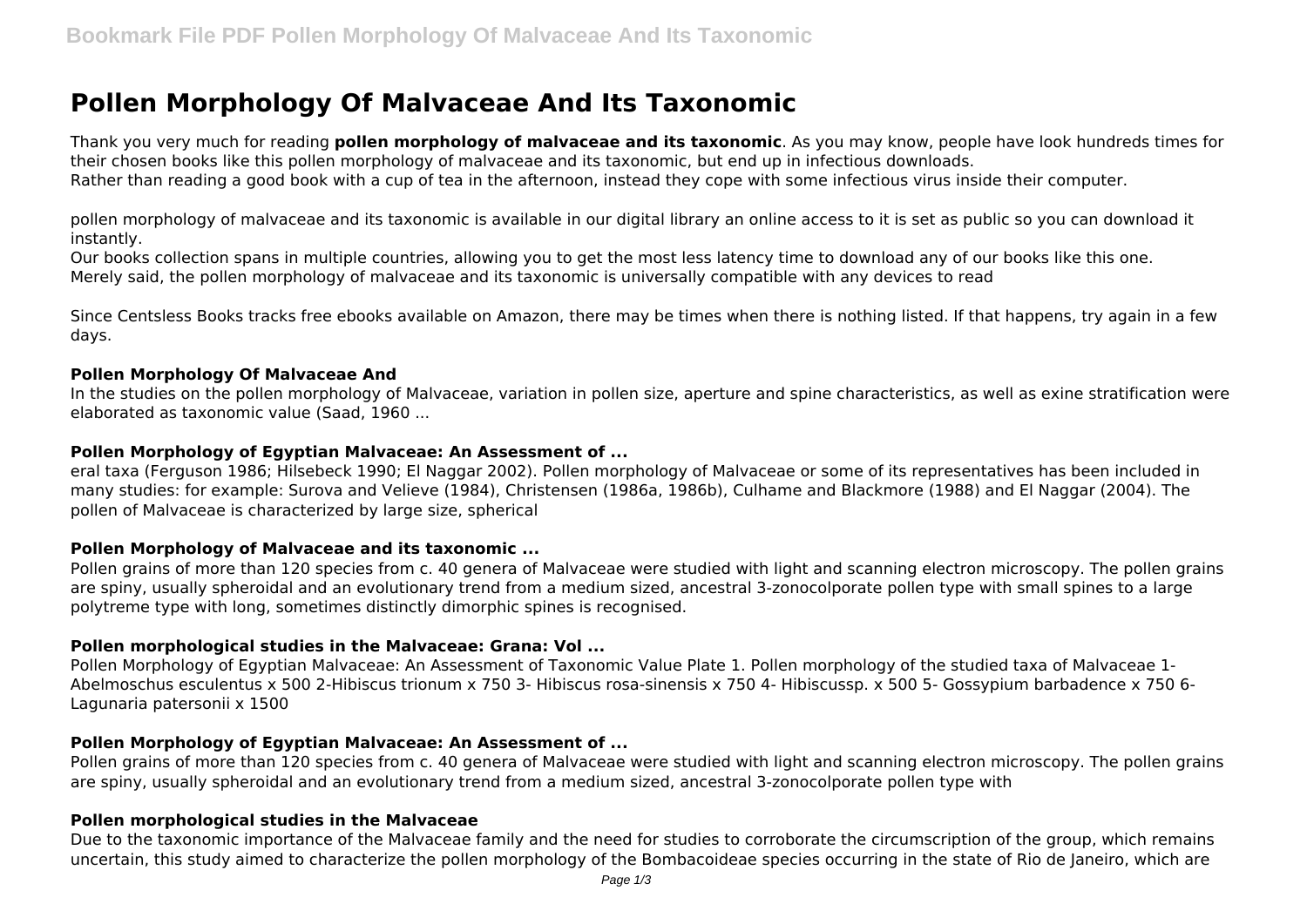# Pollen Morphology Of Malvaceae And Its Taxonomic

Thank you very much for reading **pollen morphology of malvaceae and its taxonomic**. As you may know, people have look hundreds times for their chosen books like this pollen morphology of malvaceae and its taxonomic, but end up in infectious downloads.
Rather than reading a good book with a cup of tea in the afternoon, instead they cope with some infectious virus inside their computer.

pollen morphology of malvaceae and its taxonomic is available in our digital library an online access to it is set as public so you can download it instantly.
Our books collection spans in multiple countries, allowing you to get the most less latency time to download any of our books like this one.
Merely said, the pollen morphology of malvaceae and its taxonomic is universally compatible with any devices to read

Since Centsless Books tracks free ebooks available on Amazon, there may be times when there is nothing listed. If that happens, try again in a few days.

### Pollen Morphology Of Malvaceae And

In the studies on the pollen morphology of Malvaceae, variation in pollen size, aperture and spine characteristics, as well as exine stratification were elaborated as taxonomic value (Saad, 1960 ...

### Pollen Morphology of Egyptian Malvaceae: An Assessment of ...

eral taxa (Ferguson 1986; Hilsebeck 1990; El Naggar 2002). Pollen morphology of Malvaceae or some of its representatives has been included in many studies: for example: Surova and Velieve (1984), Christensen (1986a, 1986b), Culhame and Blackmore (1988) and El Naggar (2004). The pollen of Malvaceae is characterized by large size, spherical

### Pollen Morphology of Malvaceae and its taxonomic ...

Pollen grains of more than 120 species from c. 40 genera of Malvaceae were studied with light and scanning electron microscopy. The pollen grains are spiny, usually spheroidal and an evolutionary trend from a medium sized, ancestral 3-zonocolporate pollen type with small spines to a large polytreme type with long, sometimes distinctly dimorphic spines is recognised.

### Pollen morphological studies in the Malvaceae: Grana: Vol ...

Pollen Morphology of Egyptian Malvaceae: An Assessment of Taxonomic Value Plate 1. Pollen morphology of the studied taxa of Malvaceae 1- Abelmoschus esculentus x 500 2-Hibiscus trionum x 750 3- Hibiscus rosa-sinensis x 750 4- Hibiscussp. x 500 5- Gossypium barbadence x 750 6- Lagunaria patersonii x 1500

### Pollen Morphology of Egyptian Malvaceae: An Assessment of ...

Pollen grains of more than 120 species from c. 40 genera of Malvaceae were studied with light and scanning electron microscopy. The pollen grains are spiny, usually spheroidal and an evolutionary trend from a medium sized, ancestral 3-zonocolporate pollen type with

### Pollen morphological studies in the Malvaceae

Due to the taxonomic importance of the Malvaceae family and the need for studies to corroborate the circumscription of the group, which remains uncertain, this study aimed to characterize the pollen morphology of the Bombacoideae species occurring in the state of Rio de Janeiro, which are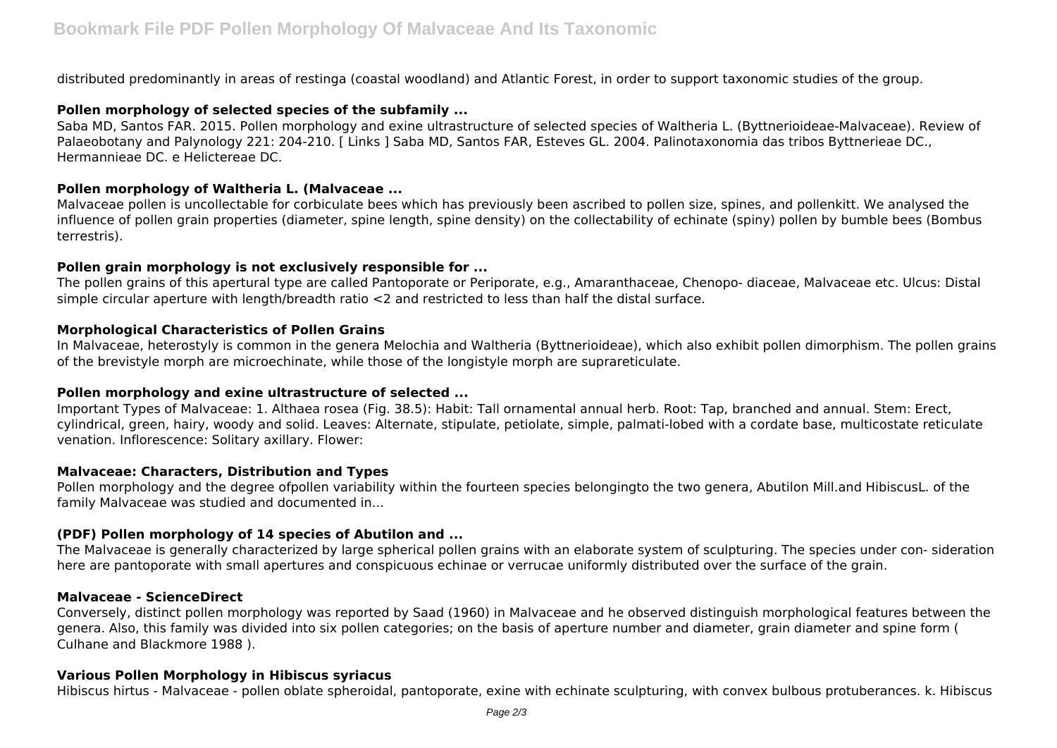distributed predominantly in areas of restinga (coastal woodland) and Atlantic Forest, in order to support taxonomic studies of the group.

### Pollen morphology of selected species of the subfamily ...

Saba MD, Santos FAR. 2015. Pollen morphology and exine ultrastructure of selected species of Waltheria L. (Byttnerioideae-Malvaceae). Review of Palaeobotany and Palynology 221: 204-210. [ Links ] Saba MD, Santos FAR, Esteves GL. 2004. Palinotaxonomia das tribos Byttnerieae DC., Hermannieae DC. e Helictereae DC.

### Pollen morphology of Waltheria L. (Malvaceae ...

Malvaceae pollen is uncollectable for corbiculate bees which has previously been ascribed to pollen size, spines, and pollenkitt. We analysed the influence of pollen grain properties (diameter, spine length, spine density) on the collectability of echinate (spiny) pollen by bumble bees (Bombus terrestris).

### Pollen grain morphology is not exclusively responsible for ...

The pollen grains of this apertural type are called Pantoporate or Periporate, e.g., Amaranthaceae, Chenopo- diaceae, Malvaceae etc. Ulcus: Distal simple circular aperture with length/breadth ratio <2 and restricted to less than half the distal surface.

### Morphological Characteristics of Pollen Grains

In Malvaceae, heterostyly is common in the genera Melochia and Waltheria (Byttnerioideae), which also exhibit pollen dimorphism. The pollen grains of the brevistyle morph are microechinate, while those of the longistyle morph are suprareticulate.

### Pollen morphology and exine ultrastructure of selected ...

Important Types of Malvaceae: 1. Althaea rosea (Fig. 38.5): Habit: Tall ornamental annual herb. Root: Tap, branched and annual. Stem: Erect, cylindrical, green, hairy, woody and solid. Leaves: Alternate, stipulate, petiolate, simple, palmati-lobed with a cordate base, multicostate reticulate venation. Inflorescence: Solitary axillary. Flower:

### Malvaceae: Characters, Distribution and Types

Pollen morphology and the degree ofpollen variability within the fourteen species belongingto the two genera, Abutilon Mill.and HibiscusL. of the family Malvaceae was studied and documented in...

### (PDF) Pollen morphology of 14 species of Abutilon and ...

The Malvaceae is generally characterized by large spherical pollen grains with an elaborate system of sculpturing. The species under con- sideration here are pantoporate with small apertures and conspicuous echinae or verrucae uniformly distributed over the surface of the grain.

### Malvaceae - ScienceDirect

Conversely, distinct pollen morphology was reported by Saad (1960) in Malvaceae and he observed distinguish morphological features between the genera. Also, this family was divided into six pollen categories; on the basis of aperture number and diameter, grain diameter and spine form ( Culhane and Blackmore 1988 ).

### Various Pollen Morphology in Hibiscus syriacus

Hibiscus hirtus - Malvaceae - pollen oblate spheroidal, pantoporate, exine with echinate sculpturing, with convex bulbous protuberances. k. Hibiscus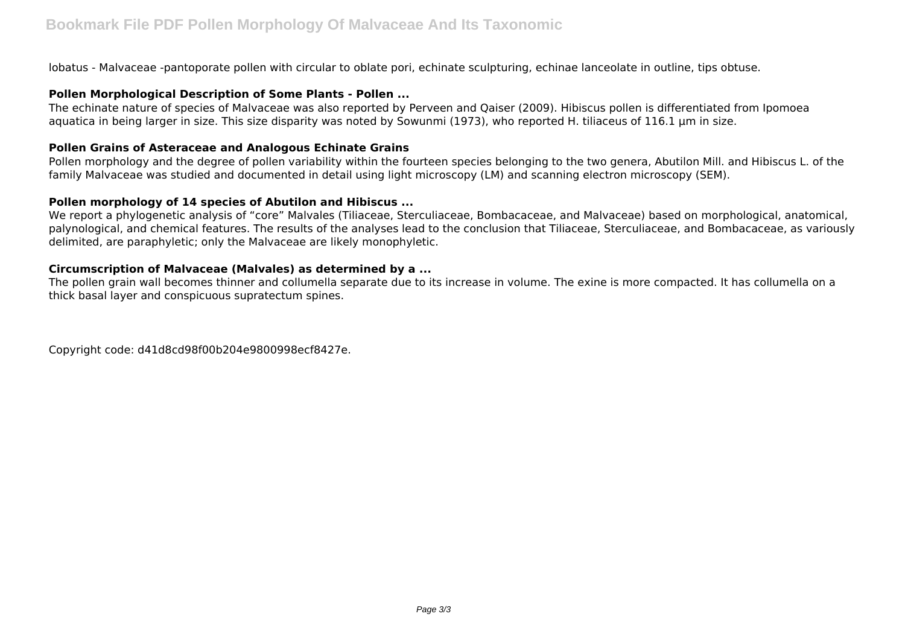lobatus - Malvaceae -pantoporate pollen with circular to oblate pori, echinate sculpturing, echinae lanceolate in outline, tips obtuse.

**Pollen Morphological Description of Some Plants - Pollen ...**

The echinate nature of species of Malvaceae was also reported by Perveen and Qaiser (2009). Hibiscus pollen is differentiated from Ipomoea aquatica in being larger in size. This size disparity was noted by Sowunmi (1973), who reported H. tiliaceus of 116.1 μm in size.

**Pollen Grains of Asteraceae and Analogous Echinate Grains**

Pollen morphology and the degree of pollen variability within the fourteen species belonging to the two genera, Abutilon Mill. and Hibiscus L. of the family Malvaceae was studied and documented in detail using light microscopy (LM) and scanning electron microscopy (SEM).

**Pollen morphology of 14 species of Abutilon and Hibiscus ...**

We report a phylogenetic analysis of "core" Malvales (Tiliaceae, Sterculiaceae, Bombacaceae, and Malvaceae) based on morphological, anatomical, palynological, and chemical features. The results of the analyses lead to the conclusion that Tiliaceae, Sterculiaceae, and Bombacaceae, as variously delimited, are paraphyletic; only the Malvaceae are likely monophyletic.

**Circumscription of Malvaceae (Malvales) as determined by a ...**

The pollen grain wall becomes thinner and collumella separate due to its increase in volume. The exine is more compacted. It has collumella on a thick basal layer and conspicuous supratectum spines.

Copyright code: d41d8cd98f00b204e9800998ecf8427e.